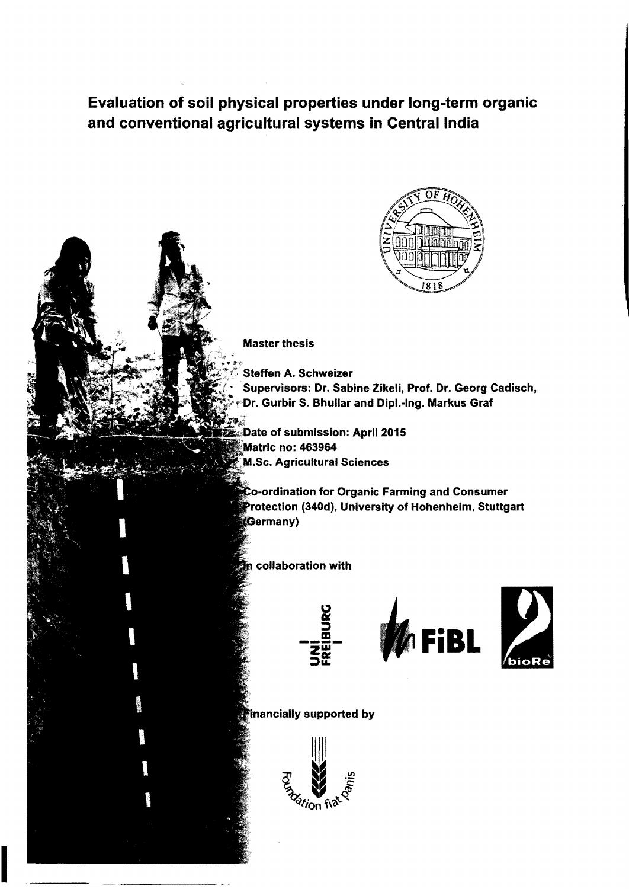# Evaluation of soil physical properties under long-term organic and conventional agricultural systems in Central India

**Master thesis**

**Steffen A. Schweizer**
**Supervisors: Dr. Sabine Zikeli, Prof. Dr. Georg Cadisch, Dr. Gurbir S. Bhullar and Dipl.-Ing. Markus Graf**

**Date of submission: April 2015**
**Matric no: 463964**
**M.Sc. Agricultural Sciences**

**Co-ordination for Organic Farming and Consumer Protection (340d), University of Hohenheim, Stuttgart (Germany)**

**In collaboration with**

**Financially supported by**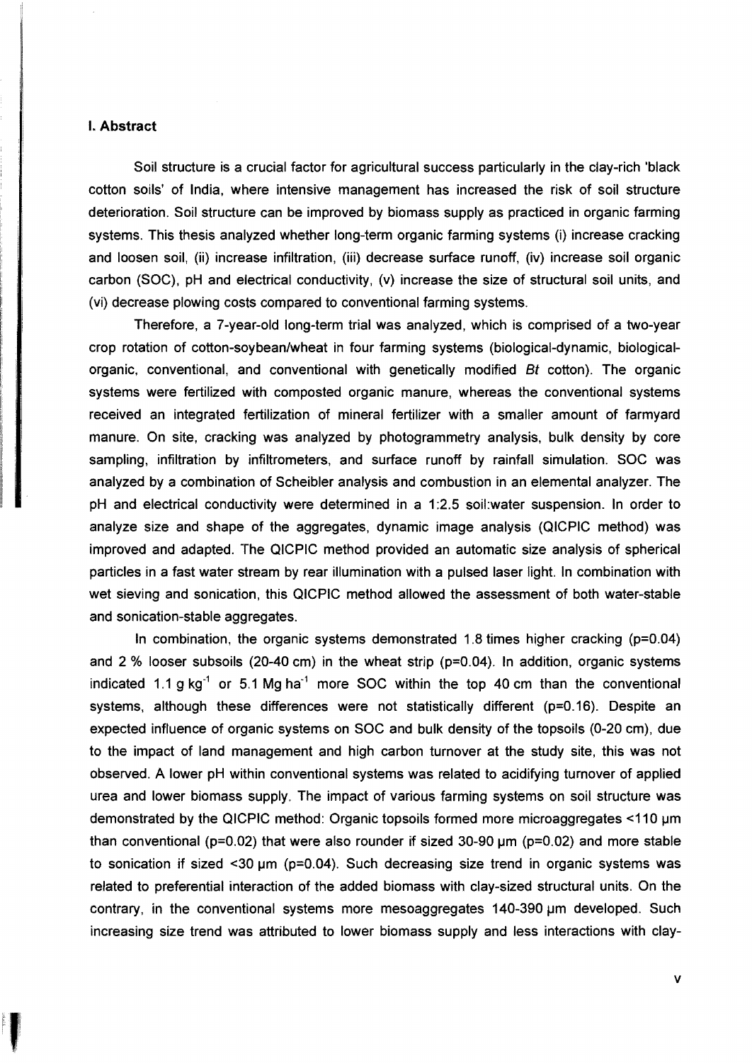## I. Abstract

Soil structure is a crucial factor for agricultural success particularly in the clay-rich 'black cotton soils' of India, where intensive management has increased the risk of soil structure deterioration. Soil structure can be improved by biomass supply as practiced in organic farming systems. This thesis analyzed whether long-term organic farming systems (i) increase cracking and loosen soil, (ii) increase infiltration, (iii) decrease surface runoff, (iv) increase soil organic carbon (SOC), pH and electrical conductivity, (v) increase the size of structural soil units, and (vi) decrease plowing costs compared to conventional farming systems.

Therefore, a 7-year-old long-term trial was analyzed, which is comprised of a two-year crop rotation of cotton-soybean/wheat in four farming systems (biological-dynamic, biological-organic, conventional, and conventional with genetically modified *Bt* cotton). The organic systems were fertilized with composted organic manure, whereas the conventional systems received an integrated fertilization of mineral fertilizer with a smaller amount of farmyard manure. On site, cracking was analyzed by photogrammetry analysis, bulk density by core sampling, infiltration by infiltrometers, and surface runoff by rainfall simulation. SOC was analyzed by a combination of Scheibler analysis and combustion in an elemental analyzer. The pH and electrical conductivity were determined in a 1:2.5 soil:water suspension. In order to analyze size and shape of the aggregates, dynamic image analysis (QICPIC method) was improved and adapted. The QICPIC method provided an automatic size analysis of spherical particles in a fast water stream by rear illumination with a pulsed laser light. In combination with wet sieving and sonication, this QICPIC method allowed the assessment of both water-stable and sonication-stable aggregates.

In combination, the organic systems demonstrated 1.8 times higher cracking ($p=0.04$) and 2 % looser subsoils (20-40 cm) in the wheat strip ($p=0.04$). In addition, organic systems indicated 1.1 g $kg^{-1}$ or 5.1 Mg $ha^{-1}$ more SOC within the top 40 cm than the conventional systems, although these differences were not statistically different ($p=0.16$). Despite an expected influence of organic systems on SOC and bulk density of the topsoils (0-20 cm), due to the impact of land management and high carbon turnover at the study site, this was not observed. A lower pH within conventional systems was related to acidifying turnover of applied urea and lower biomass supply. The impact of various farming systems on soil structure was demonstrated by the QICPIC method: Organic topsoils formed more microaggregates <110 µm than conventional ($p=0.02$) that were also rounder if sized 30-90 µm ($p=0.02$) and more stable to sonication if sized <30 µm ($p=0.04$). Such decreasing size trend in organic systems was related to preferential interaction of the added biomass with clay-sized structural units. On the contrary, in the conventional systems more mesoaggregates 140-390 µm developed. Such increasing size trend was attributed to lower biomass supply and less interactions with clay-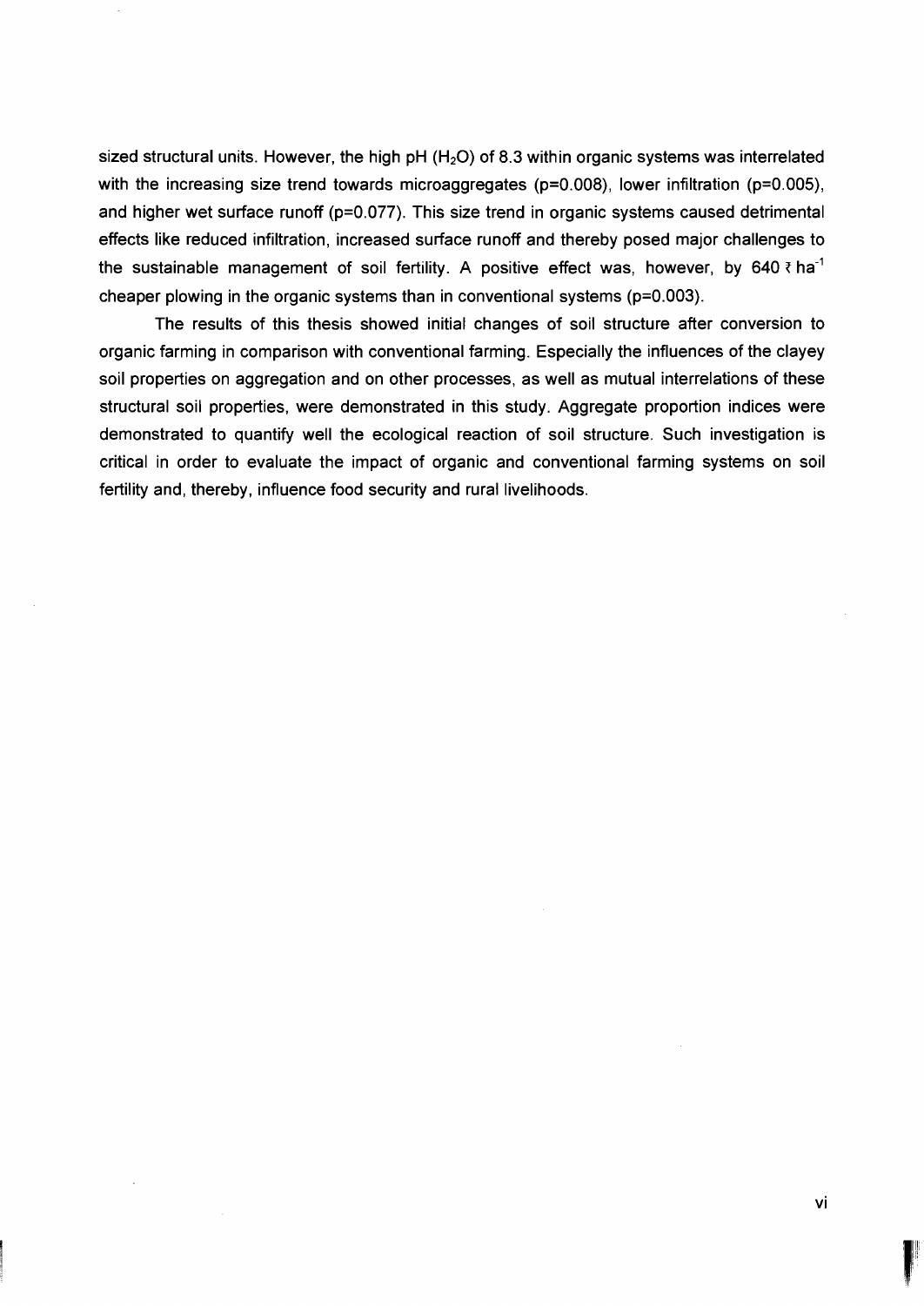sized structural units. However, the high pH ($H_2O$) of 8.3 within organic systems was interrelated with the increasing size trend towards microaggregates ($p=0.008$), lower infiltration ($p=0.005$), and higher wet surface runoff ($p=0.077$). This size trend in organic systems caused detrimental effects like reduced infiltration, increased surface runoff and thereby posed major challenges to the sustainable management of soil fertility. A positive effect was, however, by 640 ₹ $ha^{-1}$ cheaper plowing in the organic systems than in conventional systems ($p=0.003$).

The results of this thesis showed initial changes of soil structure after conversion to organic farming in comparison with conventional farming. Especially the influences of the clayey soil properties on aggregation and on other processes, as well as mutual interrelations of these structural soil properties, were demonstrated in this study. Aggregate proportion indices were demonstrated to quantify well the ecological reaction of soil structure. Such investigation is critical in order to evaluate the impact of organic and conventional farming systems on soil fertility and, thereby, influence food security and rural livelihoods.